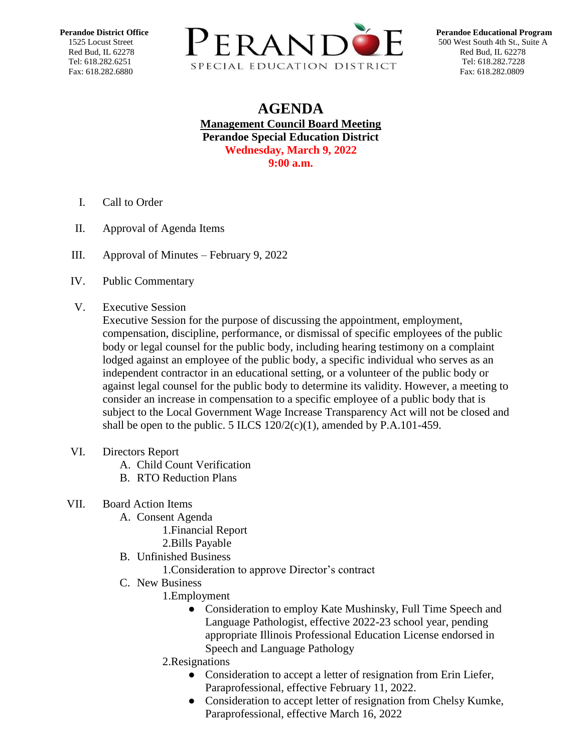**Perandoe District Office**
1525 Locust Street
Red Bud, IL 62278
Tel: 618.282.6251
Fax: 618.282.6880

PERANDOE
SPECIAL EDUCATION DISTRICT

**Perandoe Educational Program**
500 West South 4th St., Suite A
Red Bud, IL 62278
Tel: 618.282.7228
Fax: 618.282.0809

# AGENDA

**Management Council Board Meeting**
**Perandoe Special Education District**
**Wednesday, March 9, 2022**
**9:00 a.m.**

I. Call to Order

II. Approval of Agenda Items

III. Approval of Minutes – February 9, 2022

IV. Public Commentary

V. Executive Session
Executive Session for the purpose of discussing the appointment, employment, compensation, discipline, performance, or dismissal of specific employees of the public body or legal counsel for the public body, including hearing testimony on a complaint lodged against an employee of the public body, a specific individual who serves as an independent contractor in an educational setting, or a volunteer of the public body or against legal counsel for the public body to determine its validity. However, a meeting to consider an increase in compensation to a specific employee of a public body that is subject to the Local Government Wage Increase Transparency Act will not be closed and shall be open to the public. 5 ILCS 120/2(c)(1), amended by P.A.101-459.

VI. Directors Report
   A. Child Count Verification
   B. RTO Reduction Plans

VII. Board Action Items
   A. Consent Agenda
      1.Financial Report
      2.Bills Payable
   B. Unfinished Business
      1.Consideration to approve Director's contract
   C. New Business
      1.Employment
         - Consideration to employ Kate Mushinsky, Full Time Speech and Language Pathologist, effective 2022-23 school year, pending appropriate Illinois Professional Education License endorsed in Speech and Language Pathology
      2.Resignations
         - Consideration to accept a letter of resignation from Erin Liefer, Paraprofessional, effective February 11, 2022.
         - Consideration to accept letter of resignation from Chelsy Kumke, Paraprofessional, effective March 16, 2022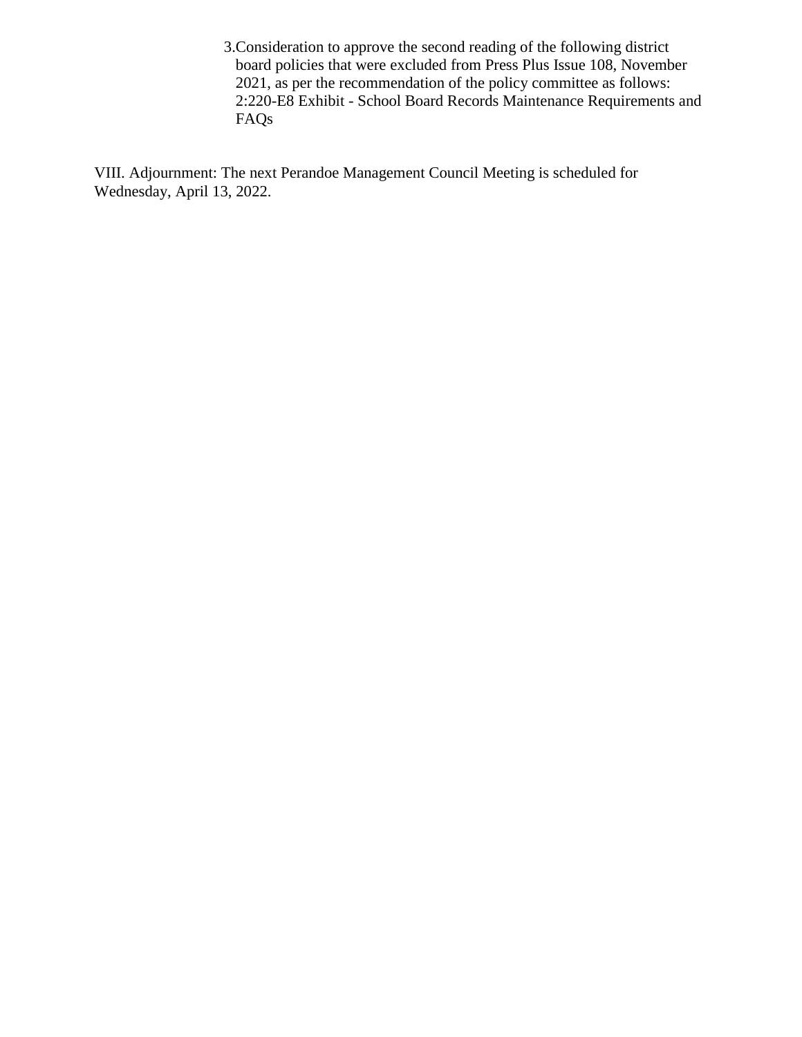3. Consideration to approve the second reading of the following district board policies that were excluded from Press Plus Issue 108, November 2021, as per the recommendation of the policy committee as follows: 2:220-E8 Exhibit - School Board Records Maintenance Requirements and FAQs

VIII. Adjournment: The next Perandoe Management Council Meeting is scheduled for Wednesday, April 13, 2022.